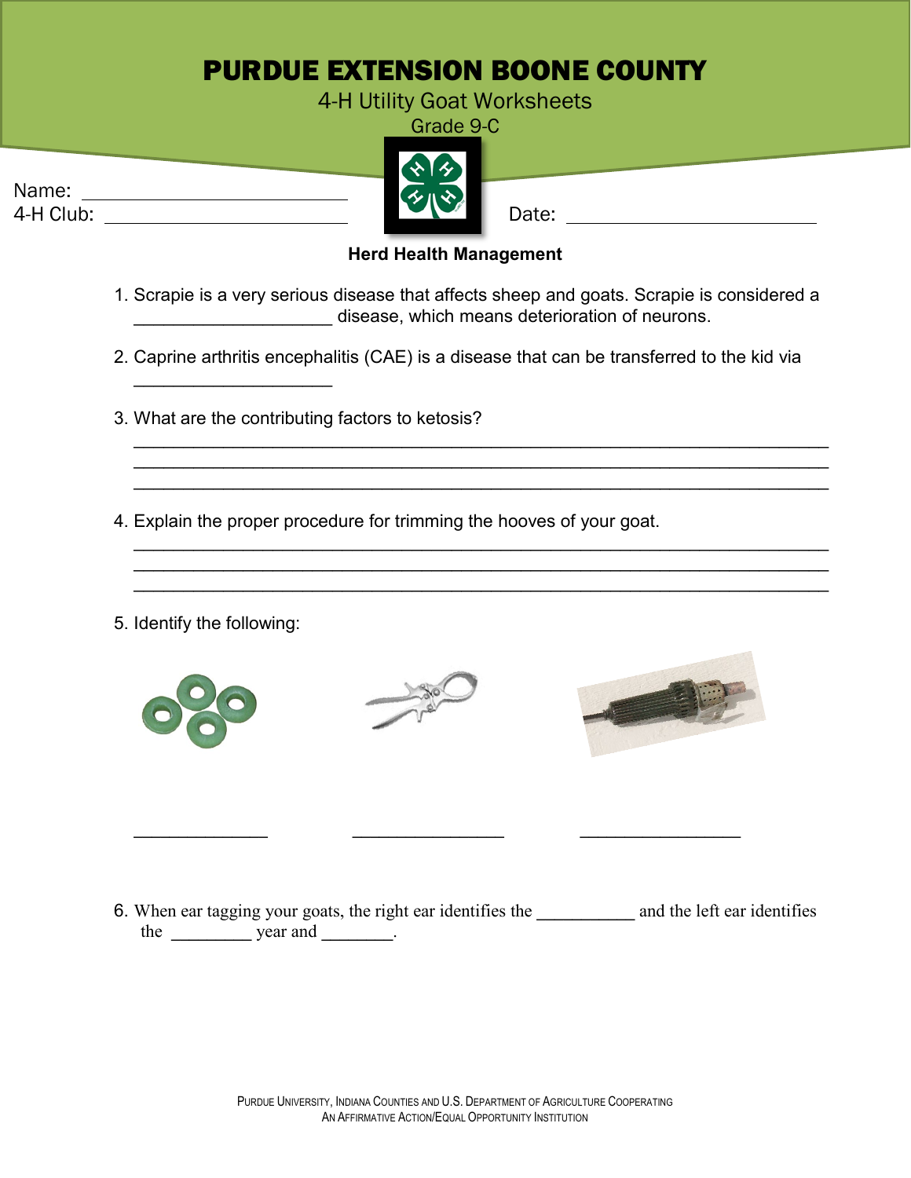# PURDUE EXTENSION BOONE COUNTY

4-H Utility Goat Worksheets

Grade 9-C

Name: ___________________________

4-H Club: ___________________________

Date: ___________________________

**Herd Health Management**

1. Scrapie is a very serious disease that affects sheep and goats. Scrapie is considered a ____________________ disease, which means deterioration of neurons.

2. Caprine arthritis encephalitis (CAE) is a disease that can be transferred to the kid via ____________________

3. What are the contributing factors to ketosis?
______________________________________________________________________
______________________________________________________________________
______________________________________________________________________

4. Explain the proper procedure for trimming the hooves of your goat.
______________________________________________________________________
______________________________________________________________________
______________________________________________________________________

5. Identify the following:

______________ ________________ _________________

6. When ear tagging your goats, the right ear identifies the ___________ and the left ear identifies the _________ year and ________.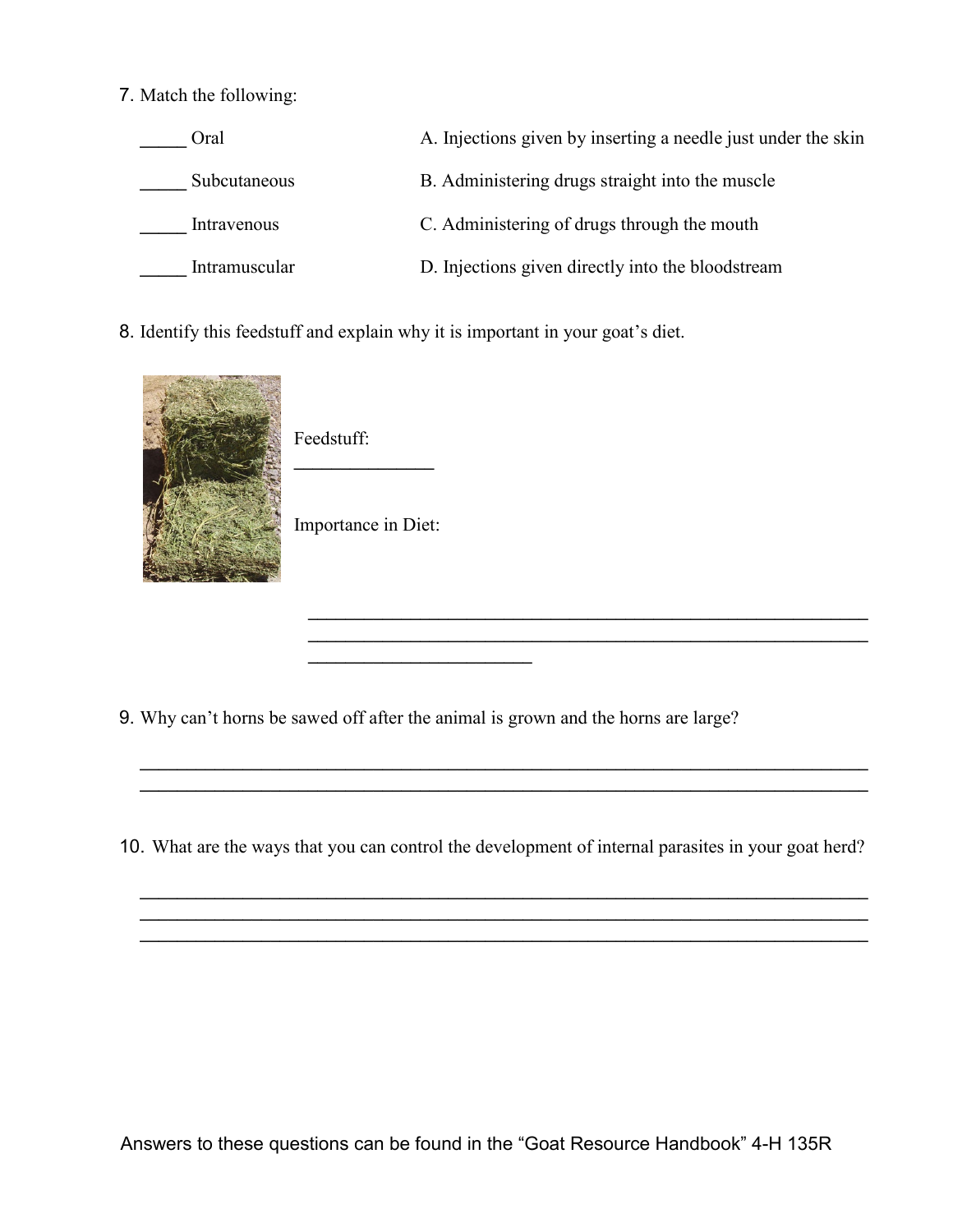7. Match the following:

| | |
|---|---|
| _____ Oral | A. Injections given by inserting a needle just under the skin |
| _____ Subcutaneous | B. Administering drugs straight into the muscle |
| _____ Intravenous | C. Administering of drugs through the mouth |
| _____ Intramuscular | D. Injections given directly into the bloodstream |

8. Identify this feedstuff and explain why it is important in your goat's diet.

Feedstuff: _______________

Importance in Diet:

____________________________________________________________
____________________________________________________________
________________________

9. Why can't horns be sawed off after the animal is grown and the horns are large?

____________________________________________________________________________
____________________________________________________________________________

10. What are the ways that you can control the development of internal parasites in your goat herd?

____________________________________________________________________________
____________________________________________________________________________
____________________________________________________________________________

Answers to these questions can be found in the "Goat Resource Handbook" 4-H 135R